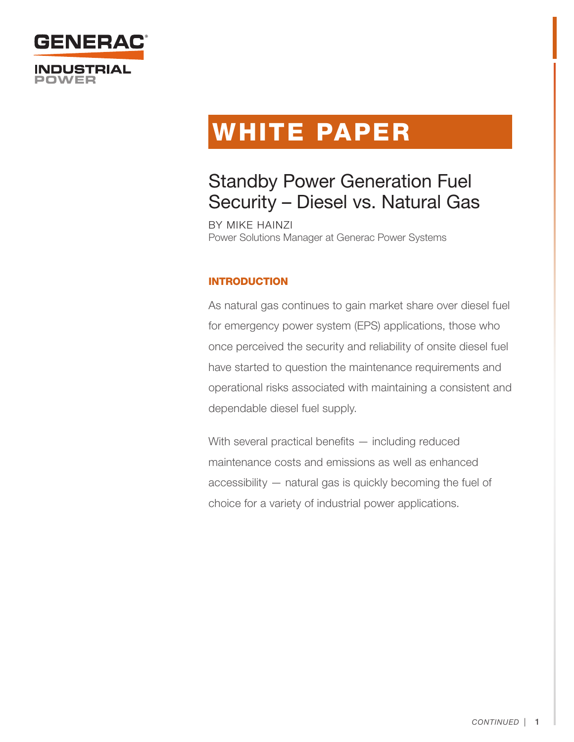GENERAC

INDUSTRIAL POWER

# WHITE PAPER

## Standby Power Generation Fuel Security – Diesel vs. Natural Gas

BY MIKE HAINZI
Power Solutions Manager at Generac Power Systems

### INTRODUCTION

As natural gas continues to gain market share over diesel fuel for emergency power system (EPS) applications, those who once perceived the security and reliability of onsite diesel fuel have started to question the maintenance requirements and operational risks associated with maintaining a consistent and dependable diesel fuel supply.

With several practical benefits — including reduced maintenance costs and emissions as well as enhanced accessibility — natural gas is quickly becoming the fuel of choice for a variety of industrial power applications.

*CONTINUED*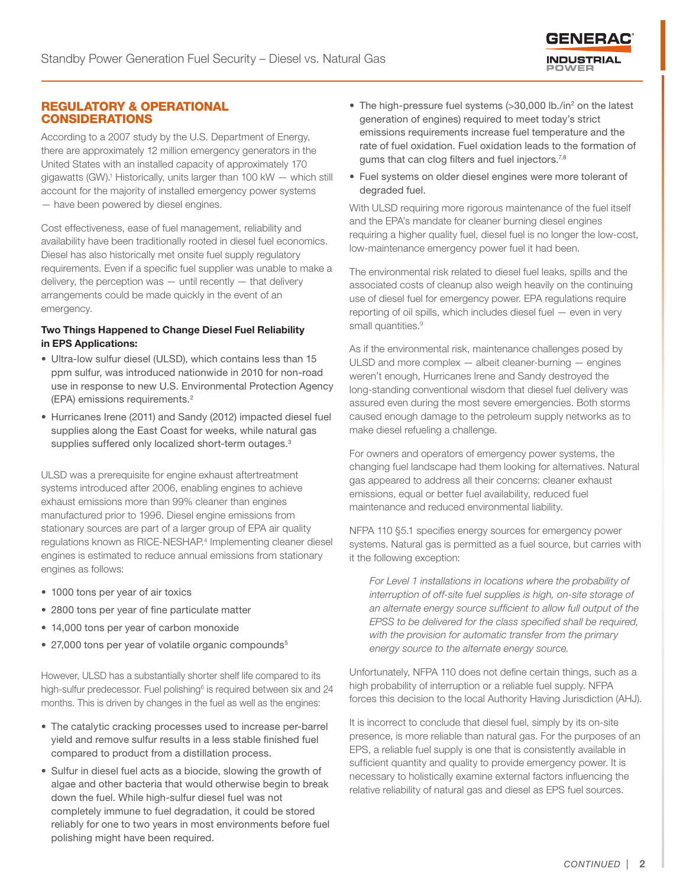## REGULATORY & OPERATIONAL CONSIDERATIONS

According to a 2007 study by the U.S. Department of Energy, there are approximately 12 million emergency generators in the United States with an installed capacity of approximately 170 gigawatts (GW).[1] Historically, units larger than 100 kW — which still account for the majority of installed emergency power systems — have been powered by diesel engines.

Cost effectiveness, ease of fuel management, reliability and availability have been traditionally rooted in diesel fuel economics. Diesel has also historically met onsite fuel supply regulatory requirements. Even if a specific fuel supplier was unable to make a delivery, the perception was — until recently — that delivery arrangements could be made quickly in the event of an emergency.

**Two Things Happened to Change Diesel Fuel Reliability in EPS Applications:**

- Ultra-low sulfur diesel (ULSD), which contains less than 15 ppm sulfur, was introduced nationwide in 2010 for non-road use in response to new U.S. Environmental Protection Agency (EPA) emissions requirements.[2]
- Hurricanes Irene (2011) and Sandy (2012) impacted diesel fuel supplies along the East Coast for weeks, while natural gas supplies suffered only localized short-term outages.[3]

ULSD was a prerequisite for engine exhaust aftertreatment systems introduced after 2006, enabling engines to achieve exhaust emissions more than 99% cleaner than engines manufactured prior to 1996. Diesel engine emissions from stationary sources are part of a larger group of EPA air quality regulations known as RICE-NESHAP.[4] Implementing cleaner diesel engines is estimated to reduce annual emissions from stationary engines as follows:

- 1000 tons per year of air toxics
- 2800 tons per year of fine particulate matter
- 14,000 tons per year of carbon monoxide
- 27,000 tons per year of volatile organic compounds[5]

However, ULSD has a substantially shorter shelf life compared to its high-sulfur predecessor. Fuel polishing[6] is required between six and 24 months. This is driven by changes in the fuel as well as the engines:

- The catalytic cracking processes used to increase per-barrel yield and remove sulfur results in a less stable finished fuel compared to product from a distillation process.
- Sulfur in diesel fuel acts as a biocide, slowing the growth of algae and other bacteria that would otherwise begin to break down the fuel. While high-sulfur diesel fuel was not completely immune to fuel degradation, it could be stored reliably for one to two years in most environments before fuel polishing might have been required.
- The high-pressure fuel systems (>30,000 lb./in$^2$ on the latest generation of engines) required to meet today's strict emissions requirements increase fuel temperature and the rate of fuel oxidation. Fuel oxidation leads to the formation of gums that can clog filters and fuel injectors.[7,8]
- Fuel systems on older diesel engines were more tolerant of degraded fuel.

With ULSD requiring more rigorous maintenance of the fuel itself and the EPA's mandate for cleaner burning diesel engines requiring a higher quality fuel, diesel fuel is no longer the low-cost, low-maintenance emergency power fuel it had been.

The environmental risk related to diesel fuel leaks, spills and the associated costs of cleanup also weigh heavily on the continuing use of diesel fuel for emergency power. EPA regulations require reporting of oil spills, which includes diesel fuel — even in very small quantities.[9]

As if the environmental risk, maintenance challenges posed by ULSD and more complex — albeit cleaner-burning — engines weren't enough, Hurricanes Irene and Sandy destroyed the long-standing conventional wisdom that diesel fuel delivery was assured even during the most severe emergencies. Both storms caused enough damage to the petroleum supply networks as to make diesel refueling a challenge.

For owners and operators of emergency power systems, the changing fuel landscape had them looking for alternatives. Natural gas appeared to address all their concerns: cleaner exhaust emissions, equal or better fuel availability, reduced fuel maintenance and reduced environmental liability.

NFPA 110 §5.1 specifies energy sources for emergency power systems. Natural gas is permitted as a fuel source, but carries with it the following exception:

> *For Level 1 installations in locations where the probability of interruption of off-site fuel supplies is high, on-site storage of an alternate energy source sufficient to allow full output of the EPSS to be delivered for the class specified shall be required, with the provision for automatic transfer from the primary energy source to the alternate energy source.*

Unfortunately, NFPA 110 does not define certain things, such as a high probability of interruption or a reliable fuel supply. NFPA forces this decision to the local Authority Having Jurisdiction (AHJ).

It is incorrect to conclude that diesel fuel, simply by its on-site presence, is more reliable than natural gas. For the purposes of an EPS, a reliable fuel supply is one that is consistently available in sufficient quantity and quality to provide emergency power. It is necessary to holistically examine external factors influencing the relative reliability of natural gas and diesel as EPS fuel sources.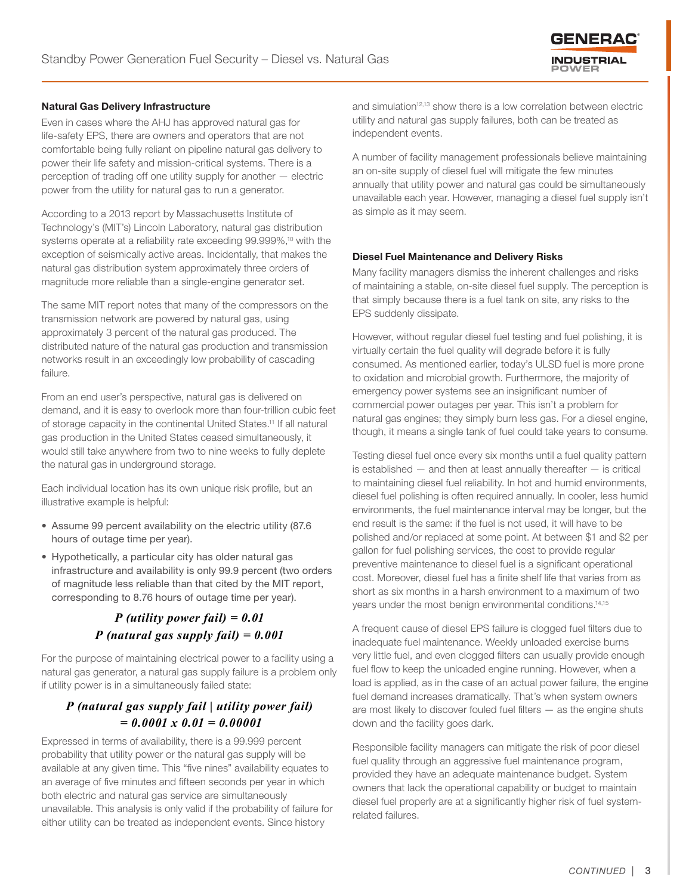### Natural Gas Delivery Infrastructure

Even in cases where the AHJ has approved natural gas for life-safety EPS, there are owners and operators that are not comfortable being fully reliant on pipeline natural gas delivery to power their life safety and mission-critical systems. There is a perception of trading off one utility supply for another — electric power from the utility for natural gas to run a generator.

According to a 2013 report by Massachusetts Institute of Technology's (MIT's) Lincoln Laboratory, natural gas distribution systems operate at a reliability rate exceeding 99.999%,[10] with the exception of seismically active areas. Incidentally, that makes the natural gas distribution system approximately three orders of magnitude more reliable than a single-engine generator set.

The same MIT report notes that many of the compressors on the transmission network are powered by natural gas, using approximately 3 percent of the natural gas produced. The distributed nature of the natural gas production and transmission networks result in an exceedingly low probability of cascading failure.

From an end user's perspective, natural gas is delivered on demand, and it is easy to overlook more than four-trillion cubic feet of storage capacity in the continental United States.[11] If all natural gas production in the United States ceased simultaneously, it would still take anywhere from two to nine weeks to fully deplete the natural gas in underground storage.

Each individual location has its own unique risk profile, but an illustrative example is helpful:

- Assume 99 percent availability on the electric utility (87.6 hours of outage time per year).
- Hypothetically, a particular city has older natural gas infrastructure and availability is only 99.9 percent (two orders of magnitude less reliable than that cited by the MIT report, corresponding to 8.76 hours of outage time per year).

$$P\ (\text{utility power fail}) = 0.01$$
$$P\ (\text{natural gas supply fail}) = 0.001$$

For the purpose of maintaining electrical power to a facility using a natural gas generator, a natural gas supply failure is a problem only if utility power is in a simultaneously failed state:

$$P\ (\text{natural gas supply fail} \mid \text{utility power fail}) = 0.0001 \times 0.01 = 0.00001$$

Expressed in terms of availability, there is a 99.999 percent probability that utility power or the natural gas supply will be available at any given time. This "five nines" availability equates to an average of five minutes and fifteen seconds per year in which both electric and natural gas service are simultaneously unavailable. This analysis is only valid if the probability of failure for either utility can be treated as independent events. Since history and simulation[12,13] show there is a low correlation between electric utility and natural gas supply failures, both can be treated as independent events.

A number of facility management professionals believe maintaining an on-site supply of diesel fuel will mitigate the few minutes annually that utility power and natural gas could be simultaneously unavailable each year. However, managing a diesel fuel supply isn't as simple as it may seem.

### Diesel Fuel Maintenance and Delivery Risks

Many facility managers dismiss the inherent challenges and risks of maintaining a stable, on-site diesel fuel supply. The perception is that simply because there is a fuel tank on site, any risks to the EPS suddenly dissipate.

However, without regular diesel fuel testing and fuel polishing, it is virtually certain the fuel quality will degrade before it is fully consumed. As mentioned earlier, today's ULSD fuel is more prone to oxidation and microbial growth. Furthermore, the majority of emergency power systems see an insignificant number of commercial power outages per year. This isn't a problem for natural gas engines; they simply burn less gas. For a diesel engine, though, it means a single tank of fuel could take years to consume.

Testing diesel fuel once every six months until a fuel quality pattern is established — and then at least annually thereafter — is critical to maintaining diesel fuel reliability. In hot and humid environments, diesel fuel polishing is often required annually. In cooler, less humid environments, the fuel maintenance interval may be longer, but the end result is the same: if the fuel is not used, it will have to be polished and/or replaced at some point. At between $1 and $2 per gallon for fuel polishing services, the cost to provide regular preventive maintenance to diesel fuel is a significant operational cost. Moreover, diesel fuel has a finite shelf life that varies from as short as six months in a harsh environment to a maximum of two years under the most benign environmental conditions.[14,15]

A frequent cause of diesel EPS failure is clogged fuel filters due to inadequate fuel maintenance. Weekly unloaded exercise burns very little fuel, and even clogged filters can usually provide enough fuel flow to keep the unloaded engine running. However, when a load is applied, as in the case of an actual power failure, the engine fuel demand increases dramatically. That's when system owners are most likely to discover fouled fuel filters — as the engine shuts down and the facility goes dark.

Responsible facility managers can mitigate the risk of poor diesel fuel quality through an aggressive fuel maintenance program, provided they have an adequate maintenance budget. System owners that lack the operational capability or budget to maintain diesel fuel properly are at a significantly higher risk of fuel system-related failures.

CONTINUED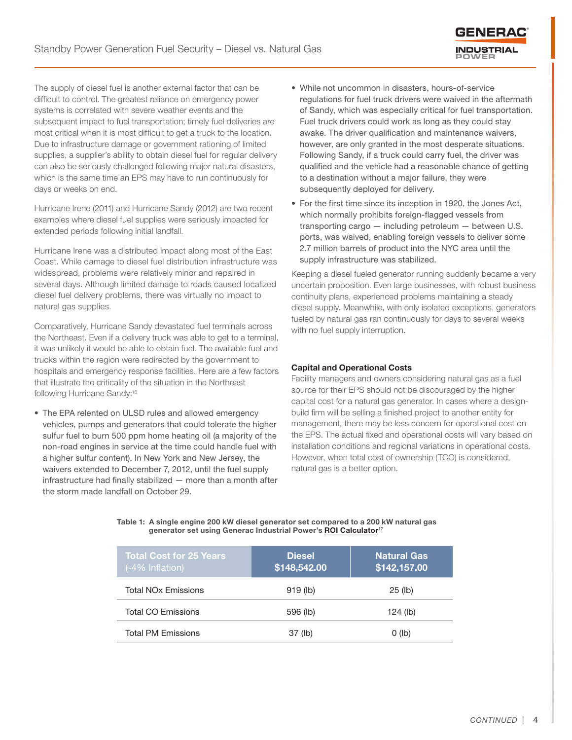The supply of diesel fuel is another external factor that can be difficult to control. The greatest reliance on emergency power systems is correlated with severe weather events and the subsequent impact to fuel transportation; timely fuel deliveries are most critical when it is most difficult to get a truck to the location. Due to infrastructure damage or government rationing of limited supplies, a supplier's ability to obtain diesel fuel for regular delivery can also be seriously challenged following major natural disasters, which is the same time an EPS may have to run continuously for days or weeks on end.

Hurricane Irene (2011) and Hurricane Sandy (2012) are two recent examples where diesel fuel supplies were seriously impacted for extended periods following initial landfall.

Hurricane Irene was a distributed impact along most of the East Coast. While damage to diesel fuel distribution infrastructure was widespread, problems were relatively minor and repaired in several days. Although limited damage to roads caused localized diesel fuel delivery problems, there was virtually no impact to natural gas supplies.

Comparatively, Hurricane Sandy devastated fuel terminals across the Northeast. Even if a delivery truck was able to get to a terminal, it was unlikely it would be able to obtain fuel. The available fuel and trucks within the region were redirected by the government to hospitals and emergency response facilities. Here are a few factors that illustrate the criticality of the situation in the Northeast following Hurricane Sandy:[16]

- The EPA relented on ULSD rules and allowed emergency vehicles, pumps and generators that could tolerate the higher sulfur fuel to burn 500 ppm home heating oil (a majority of the non-road engines in service at the time could handle fuel with a higher sulfur content). In New York and New Jersey, the waivers extended to December 7, 2012, until the fuel supply infrastructure had finally stabilized — more than a month after the storm made landfall on October 29.
- While not uncommon in disasters, hours-of-service regulations for fuel truck drivers were waived in the aftermath of Sandy, which was especially critical for fuel transportation. Fuel truck drivers could work as long as they could stay awake. The driver qualification and maintenance waivers, however, are only granted in the most desperate situations. Following Sandy, if a truck could carry fuel, the driver was qualified and the vehicle had a reasonable chance of getting to a destination without a major failure, they were subsequently deployed for delivery.
- For the first time since its inception in 1920, the Jones Act, which normally prohibits foreign-flagged vessels from transporting cargo — including petroleum — between U.S. ports, was waived, enabling foreign vessels to deliver some 2.7 million barrels of product into the NYC area until the supply infrastructure was stabilized.

Keeping a diesel fueled generator running suddenly became a very uncertain proposition. Even large businesses, with robust business continuity plans, experienced problems maintaining a steady diesel supply. Meanwhile, with only isolated exceptions, generators fueled by natural gas ran continuously for days to several weeks with no fuel supply interruption.

### Capital and Operational Costs

Facility managers and owners considering natural gas as a fuel source for their EPS should not be discouraged by the higher capital cost for a natural gas generator. In cases where a design-build firm will be selling a finished project to another entity for management, there may be less concern for operational cost on the EPS. The actual fixed and operational costs will vary based on installation conditions and regional variations in operational costs. However, when total cost of ownership (TCO) is considered, natural gas is a better option.

**Table 1: A single engine 200 kW diesel generator set compared to a 200 kW natural gas generator set using Generac Industrial Power's ROI Calculator[17]**

| Total Cost for 25 Years (-4% Inflation) | Diesel $148,542.00 | Natural Gas $142,157.00 |
|---|---|---|
| Total NOx Emissions | 919 (lb) | 25 (lb) |
| Total CO Emissions | 596 (lb) | 124 (lb) |
| Total PM Emissions | 37 (lb) | 0 (lb) |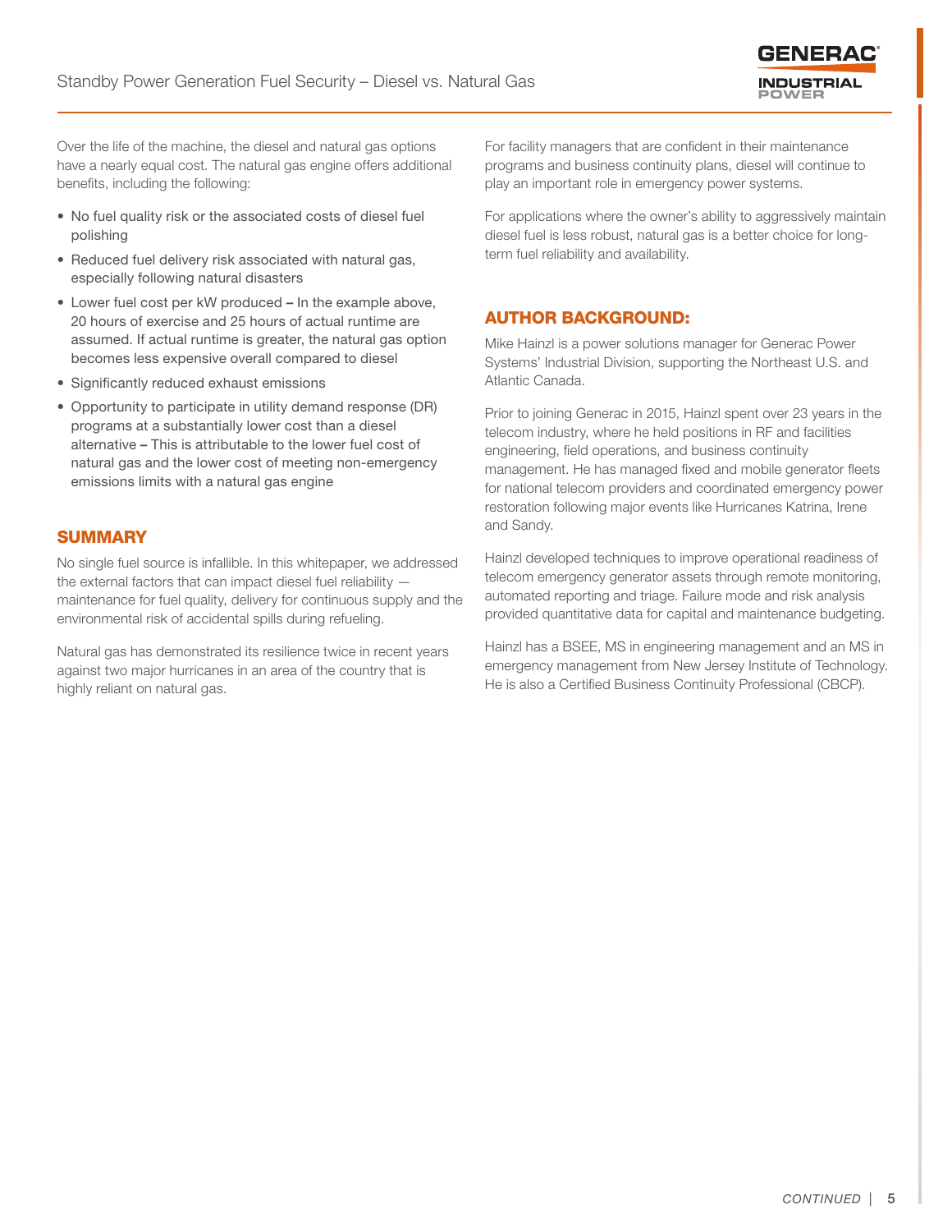Over the life of the machine, the diesel and natural gas options have a nearly equal cost. The natural gas engine offers additional benefits, including the following:

- No fuel quality risk or the associated costs of diesel fuel polishing
- Reduced fuel delivery risk associated with natural gas, especially following natural disasters
- Lower fuel cost per kW produced **–** In the example above, 20 hours of exercise and 25 hours of actual runtime are assumed. If actual runtime is greater, the natural gas option becomes less expensive overall compared to diesel
- Significantly reduced exhaust emissions
- Opportunity to participate in utility demand response (DR) programs at a substantially lower cost than a diesel alternative **–** This is attributable to the lower fuel cost of natural gas and the lower cost of meeting non-emergency emissions limits with a natural gas engine

## SUMMARY

No single fuel source is infallible. In this whitepaper, we addressed the external factors that can impact diesel fuel reliability — maintenance for fuel quality, delivery for continuous supply and the environmental risk of accidental spills during refueling.

Natural gas has demonstrated its resilience twice in recent years against two major hurricanes in an area of the country that is highly reliant on natural gas.

For facility managers that are confident in their maintenance programs and business continuity plans, diesel will continue to play an important role in emergency power systems.

For applications where the owner's ability to aggressively maintain diesel fuel is less robust, natural gas is a better choice for long-term fuel reliability and availability.

## AUTHOR BACKGROUND:

Mike Hainzl is a power solutions manager for Generac Power Systems' Industrial Division, supporting the Northeast U.S. and Atlantic Canada.

Prior to joining Generac in 2015, Hainzl spent over 23 years in the telecom industry, where he held positions in RF and facilities engineering, field operations, and business continuity management. He has managed fixed and mobile generator fleets for national telecom providers and coordinated emergency power restoration following major events like Hurricanes Katrina, Irene and Sandy.

Hainzl developed techniques to improve operational readiness of telecom emergency generator assets through remote monitoring, automated reporting and triage. Failure mode and risk analysis provided quantitative data for capital and maintenance budgeting.

Hainzl has a BSEE, MS in engineering management and an MS in emergency management from New Jersey Institute of Technology. He is also a Certified Business Continuity Professional (CBCP).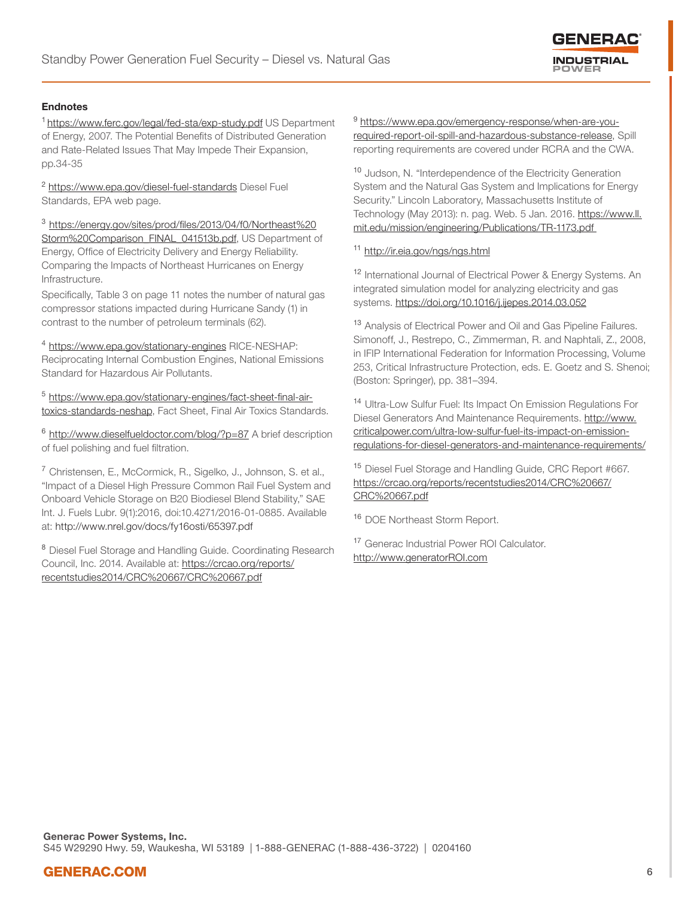**Endnotes**

[1] https://www.ferc.gov/legal/fed-sta/exp-study.pdf US Department of Energy, 2007. The Potential Benefits of Distributed Generation and Rate-Related Issues That May Impede Their Expansion, pp.34-35

[2] https://www.epa.gov/diesel-fuel-standards Diesel Fuel Standards, EPA web page.

[3] https://energy.gov/sites/prod/files/2013/04/f0/Northeast%20Storm%20Comparison_FINAL_041513b.pdf, US Department of Energy, Office of Electricity Delivery and Energy Reliability. Comparing the Impacts of Northeast Hurricanes on Energy Infrastructure.

Specifically, Table 3 on page 11 notes the number of natural gas compressor stations impacted during Hurricane Sandy (1) in contrast to the number of petroleum terminals (62).

[4] https://www.epa.gov/stationary-engines RICE-NESHAP: Reciprocating Internal Combustion Engines, National Emissions Standard for Hazardous Air Pollutants.

[5] https://www.epa.gov/stationary-engines/fact-sheet-final-air-toxics-standards-neshap, Fact Sheet, Final Air Toxics Standards.

[6] http://www.dieselfueldoctor.com/blog/?p=87 A brief description of fuel polishing and fuel filtration.

[7] Christensen, E., McCormick, R., Sigelko, J., Johnson, S. et al., "Impact of a Diesel High Pressure Common Rail Fuel System and Onboard Vehicle Storage on B20 Biodiesel Blend Stability," SAE Int. J. Fuels Lubr. 9(1):2016, doi:10.4271/2016-01-0885. Available at: http://www.nrel.gov/docs/fy16osti/65397.pdf

[8] Diesel Fuel Storage and Handling Guide. Coordinating Research Council, Inc. 2014. Available at: https://crcao.org/reports/recentstudies2014/CRC%20667/CRC%20667.pdf

[9] https://www.epa.gov/emergency-response/when-are-you-required-report-oil-spill-and-hazardous-substance-release, Spill reporting requirements are covered under RCRA and the CWA.

[10] Judson, N. "Interdependence of the Electricity Generation System and the Natural Gas System and Implications for Energy Security." Lincoln Laboratory, Massachusetts Institute of Technology (May 2013): n. pag. Web. 5 Jan. 2016. https://www.ll.mit.edu/mission/engineering/Publications/TR-1173.pdf

[11] http://ir.eia.gov/ngs/ngs.html

[12] International Journal of Electrical Power & Energy Systems. An integrated simulation model for analyzing electricity and gas systems. https://doi.org/10.1016/j.ijepes.2014.03.052

[13] Analysis of Electrical Power and Oil and Gas Pipeline Failures. Simonoff, J., Restrepo, C., Zimmerman, R. and Naphtali, Z., 2008, in IFIP International Federation for Information Processing, Volume 253, Critical Infrastructure Protection, eds. E. Goetz and S. Shenoi; (Boston: Springer), pp. 381–394.

[14] Ultra-Low Sulfur Fuel: Its Impact On Emission Regulations For Diesel Generators And Maintenance Requirements. http://www.criticalpower.com/ultra-low-sulfur-fuel-its-impact-on-emission-regulations-for-diesel-generators-and-maintenance-requirements/

[15] Diesel Fuel Storage and Handling Guide, CRC Report #667. https://crcao.org/reports/recentstudies2014/CRC%20667/CRC%20667.pdf

[16] DOE Northeast Storm Report.

[17] Generac Industrial Power ROI Calculator. http://www.generatorROI.com

**Generac Power Systems, Inc.**
S45 W29290 Hwy. 59, Waukesha, WI 53189 | 1-888-GENERAC (1-888-436-3722) | 0204160

GENERAC.COM